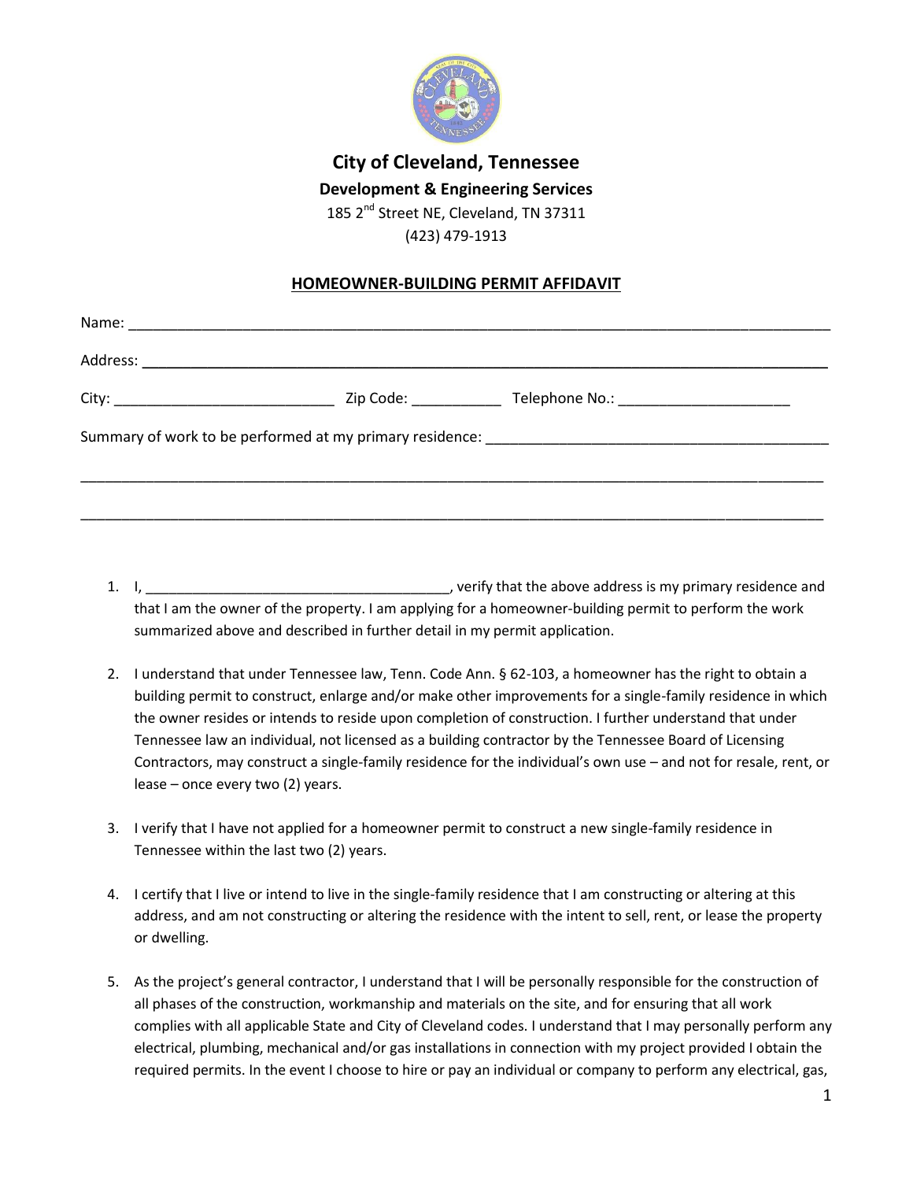# City of Cleveland, Tennessee

**Development & Engineering Services**

185 2nd Street NE, Cleveland, TN 37311

(423) 479-1913

## HOMEOWNER-BUILDING PERMIT AFFIDAVIT

Name: ___________________________________________________________________________________

Address: _________________________________________________________________________________

City: ___________________________ Zip Code: ___________ Telephone No.: _____________________

Summary of work to be performed at my primary residence: ___________________________________________

_________________________________________________________________________________________

_________________________________________________________________________________________

1. I, _______________________________________, verify that the above address is my primary residence and that I am the owner of the property. I am applying for a homeowner-building permit to perform the work summarized above and described in further detail in my permit application.

2. I understand that under Tennessee law, Tenn. Code Ann. § 62-103, a homeowner has the right to obtain a building permit to construct, enlarge and/or make other improvements for a single-family residence in which the owner resides or intends to reside upon completion of construction. I further understand that under Tennessee law an individual, not licensed as a building contractor by the Tennessee Board of Licensing Contractors, may construct a single-family residence for the individual's own use – and not for resale, rent, or lease – once every two (2) years.

3. I verify that I have not applied for a homeowner permit to construct a new single-family residence in Tennessee within the last two (2) years.

4. I certify that I live or intend to live in the single-family residence that I am constructing or altering at this address, and am not constructing or altering the residence with the intent to sell, rent, or lease the property or dwelling.

5. As the project's general contractor, I understand that I will be personally responsible for the construction of all phases of the construction, workmanship and materials on the site, and for ensuring that all work complies with all applicable State and City of Cleveland codes. I understand that I may personally perform any electrical, plumbing, mechanical and/or gas installations in connection with my project provided I obtain the required permits. In the event I choose to hire or pay an individual or company to perform any electrical, gas,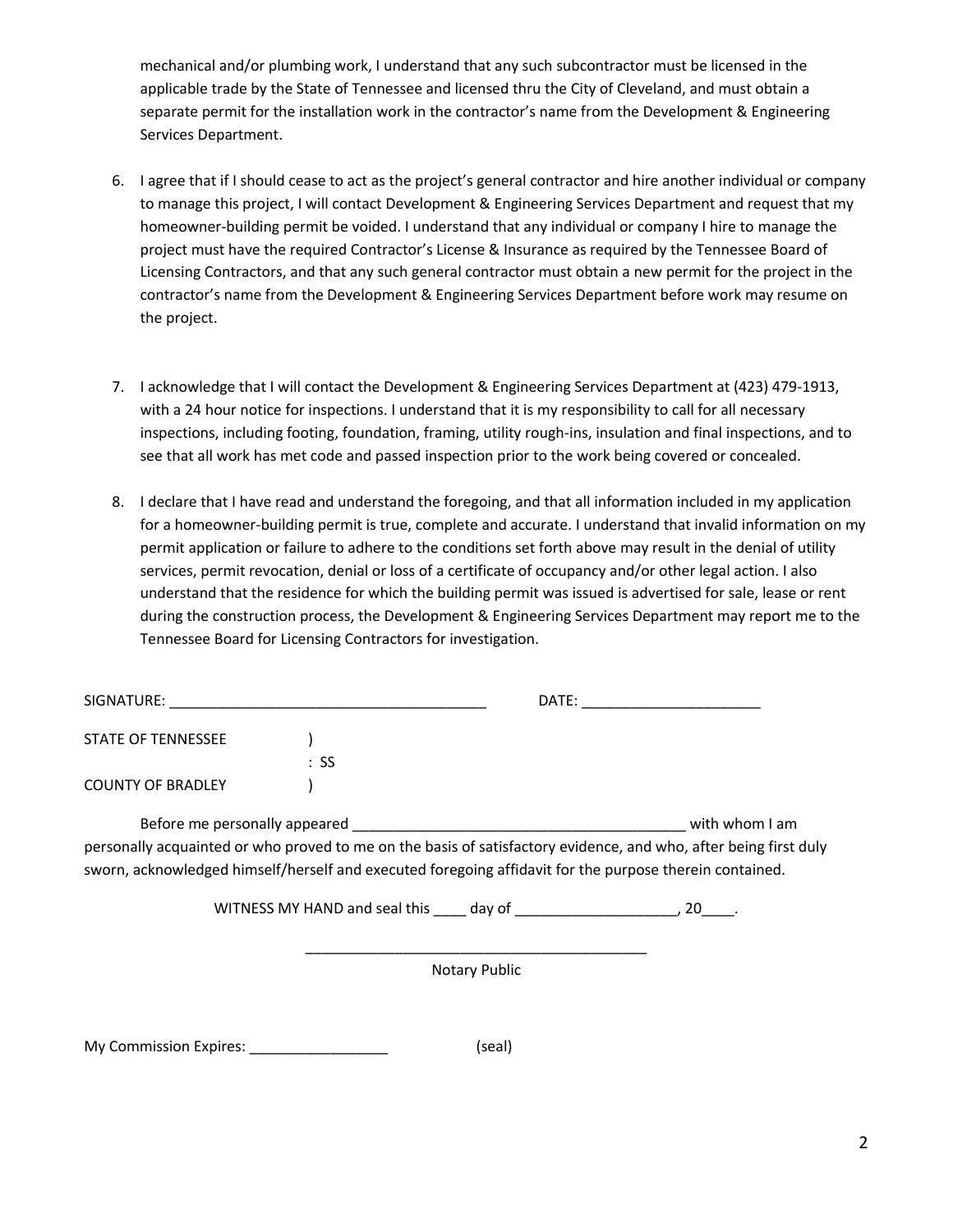mechanical and/or plumbing work, I understand that any such subcontractor must be licensed in the applicable trade by the State of Tennessee and licensed thru the City of Cleveland, and must obtain a separate permit for the installation work in the contractor's name from the Development & Engineering Services Department.

6. I agree that if I should cease to act as the project's general contractor and hire another individual or company to manage this project, I will contact Development & Engineering Services Department and request that my homeowner-building permit be voided. I understand that any individual or company I hire to manage the project must have the required Contractor's License & Insurance as required by the Tennessee Board of Licensing Contractors, and that any such general contractor must obtain a new permit for the project in the contractor's name from the Development & Engineering Services Department before work may resume on the project.

7. I acknowledge that I will contact the Development & Engineering Services Department at (423) 479-1913, with a 24 hour notice for inspections. I understand that it is my responsibility to call for all necessary inspections, including footing, foundation, framing, utility rough-ins, insulation and final inspections, and to see that all work has met code and passed inspection prior to the work being covered or concealed.

8. I declare that I have read and understand the foregoing, and that all information included in my application for a homeowner-building permit is true, complete and accurate. I understand that invalid information on my permit application or failure to adhere to the conditions set forth above may result in the denial of utility services, permit revocation, denial or loss of a certificate of occupancy and/or other legal action. I also understand that the residence for which the building permit was issued is advertised for sale, lease or rent during the construction process, the Development & Engineering Services Department may report me to the Tennessee Board for Licensing Contractors for investigation.

SIGNATURE: _______________________________________ DATE: _____________________

STATE OF TENNESSEE )
: SS
COUNTY OF BRADLEY )

Before me personally appeared _________________________________________ with whom I am personally acquainted or who proved to me on the basis of satisfactory evidence, and who, after being first duly sworn, acknowledged himself/herself and executed foregoing affidavit for the purpose therein contained.

WITNESS MY HAND and seal this ____ day of ____________________, 20____.

__________________________________________
Notary Public

My Commission Expires: _________________ (seal)